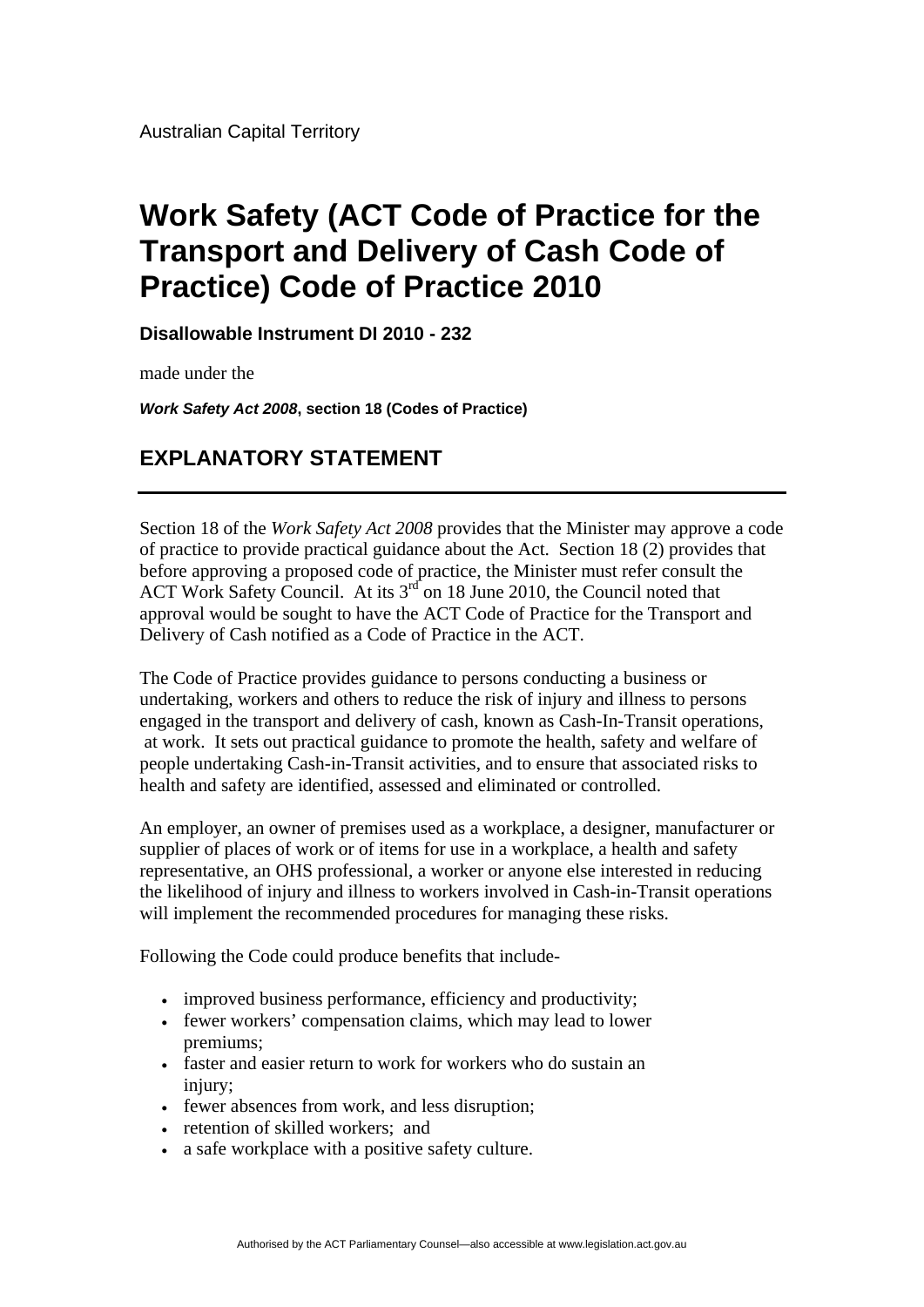Australian Capital Territory

# Work Safety (ACT Code of Practice for the Transport and Delivery of Cash Code of Practice) Code of Practice 2010

**Disallowable Instrument DI 2010 - 232**

made under the

***Work Safety Act 2008*, section 18 (Codes of Practice)**

## EXPLANATORY STATEMENT

---

Section 18 of the *Work Safety Act 2008* provides that the Minister may approve a code of practice to provide practical guidance about the Act. Section 18 (2) provides that before approving a proposed code of practice, the Minister must refer consult the ACT Work Safety Council. At its 3rd on 18 June 2010, the Council noted that approval would be sought to have the ACT Code of Practice for the Transport and Delivery of Cash notified as a Code of Practice in the ACT.

The Code of Practice provides guidance to persons conducting a business or undertaking, workers and others to reduce the risk of injury and illness to persons engaged in the transport and delivery of cash, known as Cash-In-Transit operations, at work. It sets out practical guidance to promote the health, safety and welfare of people undertaking Cash-in-Transit activities, and to ensure that associated risks to health and safety are identified, assessed and eliminated or controlled.

An employer, an owner of premises used as a workplace, a designer, manufacturer or supplier of places of work or of items for use in a workplace, a health and safety representative, an OHS professional, a worker or anyone else interested in reducing the likelihood of injury and illness to workers involved in Cash-in-Transit operations will implement the recommended procedures for managing these risks.

Following the Code could produce benefits that include-

- improved business performance, efficiency and productivity;
- fewer workers' compensation claims, which may lead to lower premiums;
- faster and easier return to work for workers who do sustain an injury;
- fewer absences from work, and less disruption;
- retention of skilled workers; and
- a safe workplace with a positive safety culture.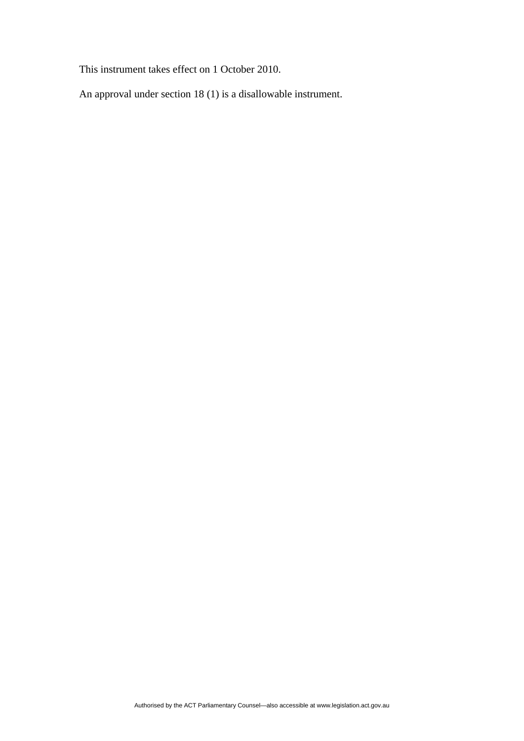This instrument takes effect on 1 October 2010.

An approval under section 18 (1) is a disallowable instrument.